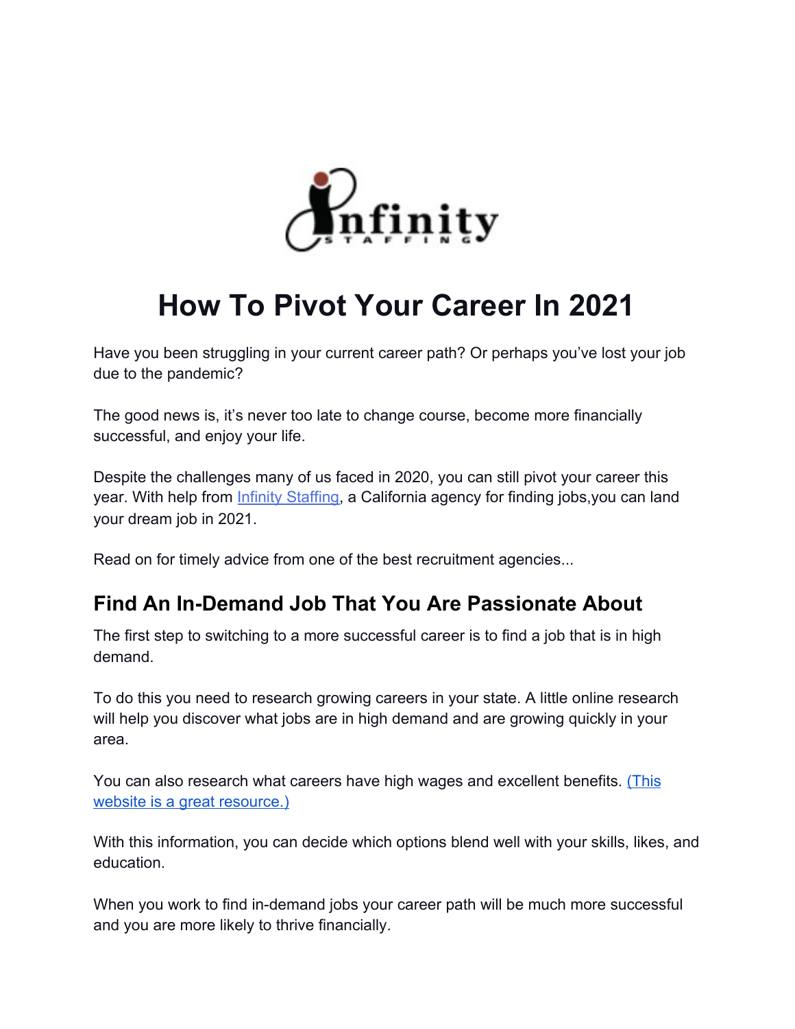# How To Pivot Your Career In 2021

Have you been struggling in your current career path? Or perhaps you've lost your job due to the pandemic?

The good news is, it's never too late to change course, become more financially successful, and enjoy your life.

Despite the challenges many of us faced in 2020, you can still pivot your career this year. With help from Infinity Staffing, a California agency for finding jobs,you can land your dream job in 2021.

Read on for timely advice from one of the best recruitment agencies...

## Find An In-Demand Job That You Are Passionate About

The first step to switching to a more successful career is to find a job that is in high demand.

To do this you need to research growing careers in your state. A little online research will help you discover what jobs are in high demand and are growing quickly in your area.

You can also research what careers have high wages and excellent benefits. (This website is a great resource.)

With this information, you can decide which options blend well with your skills, likes, and education.

When you work to find in-demand jobs your career path will be much more successful and you are more likely to thrive financially.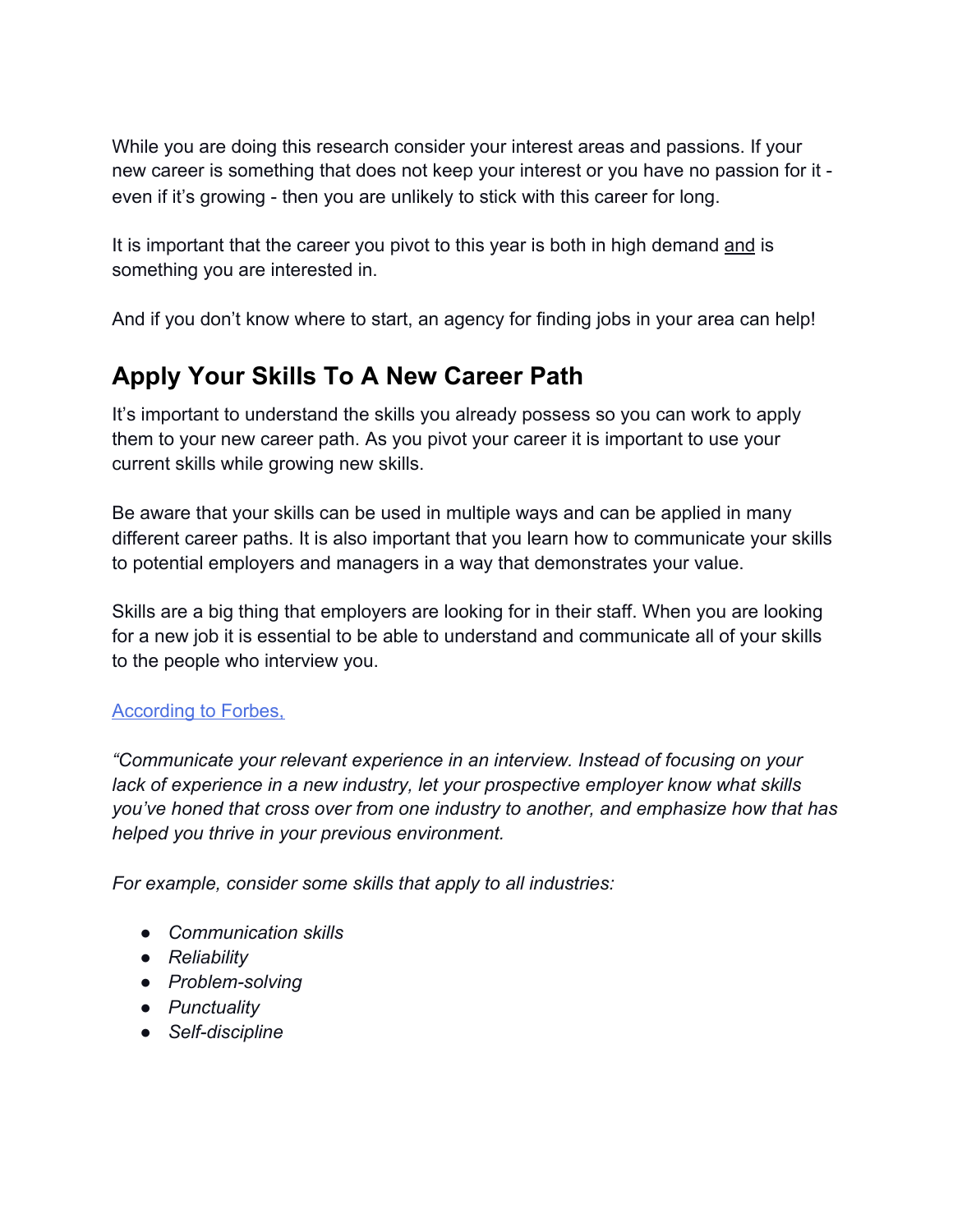While you are doing this research consider your interest areas and passions. If your new career is something that does not keep your interest or you have no passion for it - even if it's growing - then you are unlikely to stick with this career for long.

It is important that the career you pivot to this year is both in high demand <u>and</u> is something you are interested in.

And if you don't know where to start, an agency for finding jobs in your area can help!

## Apply Your Skills To A New Career Path

It's important to understand the skills you already possess so you can work to apply them to your new career path. As you pivot your career it is important to use your current skills while growing new skills.

Be aware that your skills can be used in multiple ways and can be applied in many different career paths. It is also important that you learn how to communicate your skills to potential employers and managers in a way that demonstrates your value.

Skills are a big thing that employers are looking for in their staff. When you are looking for a new job it is essential to be able to understand and communicate all of your skills to the people who interview you.

According to Forbes,

*"Communicate your relevant experience in an interview. Instead of focusing on your lack of experience in a new industry, let your prospective employer know what skills you've honed that cross over from one industry to another, and emphasize how that has helped you thrive in your previous environment.*

*For example, consider some skills that apply to all industries:*

- *Communication skills*
- *Reliability*
- *Problem-solving*
- *Punctuality*
- *Self-discipline*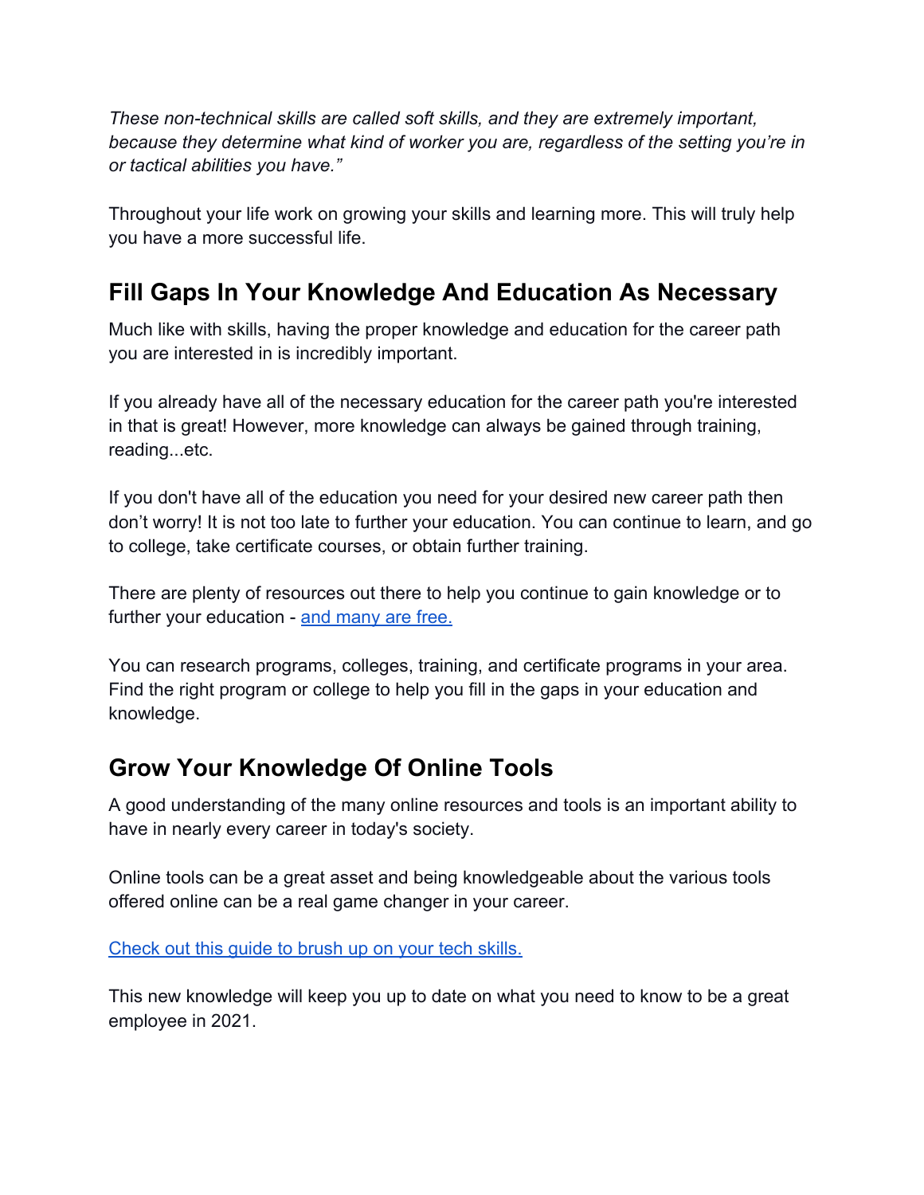*These non-technical skills are called soft skills, and they are extremely important, because they determine what kind of worker you are, regardless of the setting you're in or tactical abilities you have."*

Throughout your life work on growing your skills and learning more. This will truly help you have a more successful life.

## Fill Gaps In Your Knowledge And Education As Necessary

Much like with skills, having the proper knowledge and education for the career path you are interested in is incredibly important.

If you already have all of the necessary education for the career path you're interested in that is great! However, more knowledge can always be gained through training, reading...etc.

If you don't have all of the education you need for your desired new career path then don't worry! It is not too late to further your education. You can continue to learn, and go to college, take certificate courses, or obtain further training.

There are plenty of resources out there to help you continue to gain knowledge or to further your education - and many are free.

You can research programs, colleges, training, and certificate programs in your area. Find the right program or college to help you fill in the gaps in your education and knowledge.

## Grow Your Knowledge Of Online Tools

A good understanding of the many online resources and tools is an important ability to have in nearly every career in today's society.

Online tools can be a great asset and being knowledgeable about the various tools offered online can be a real game changer in your career.

Check out this guide to brush up on your tech skills.

This new knowledge will keep you up to date on what you need to know to be a great employee in 2021.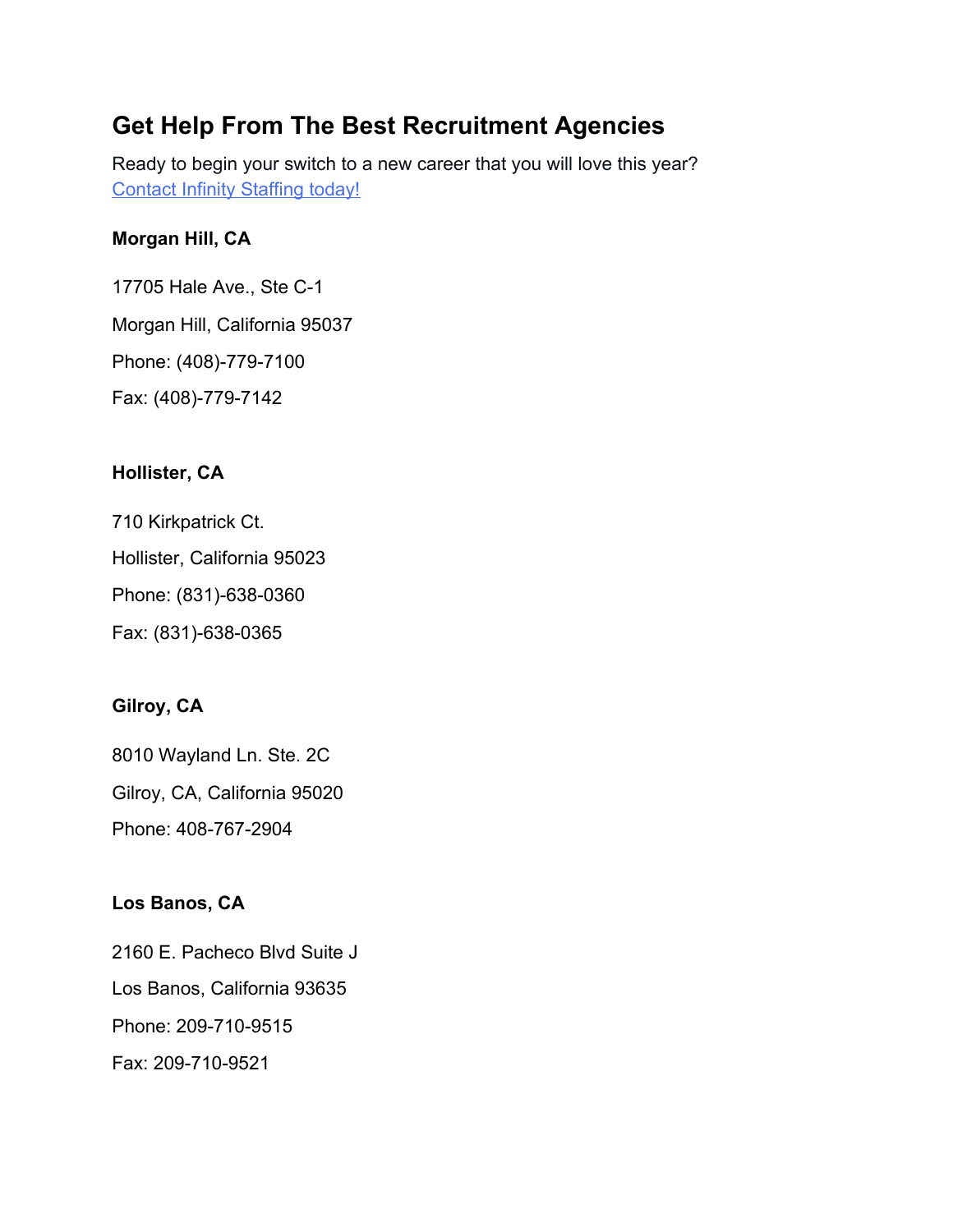## Get Help From The Best Recruitment Agencies

Ready to begin your switch to a new career that you will love this year? [Contact Infinity Staffing today!]()

**Morgan Hill, CA**

17705 Hale Ave., Ste C-1

Morgan Hill, California 95037

Phone: (408)-779-7100

Fax: (408)-779-7142

**Hollister, CA**

710 Kirkpatrick Ct.

Hollister, California 95023

Phone: (831)-638-0360

Fax: (831)-638-0365

**Gilroy, CA**

8010 Wayland Ln. Ste. 2C

Gilroy, CA, California 95020

Phone: 408-767-2904

**Los Banos, CA**

2160 E. Pacheco Blvd Suite J

Los Banos, California 93635

Phone: 209-710-9515

Fax: 209-710-9521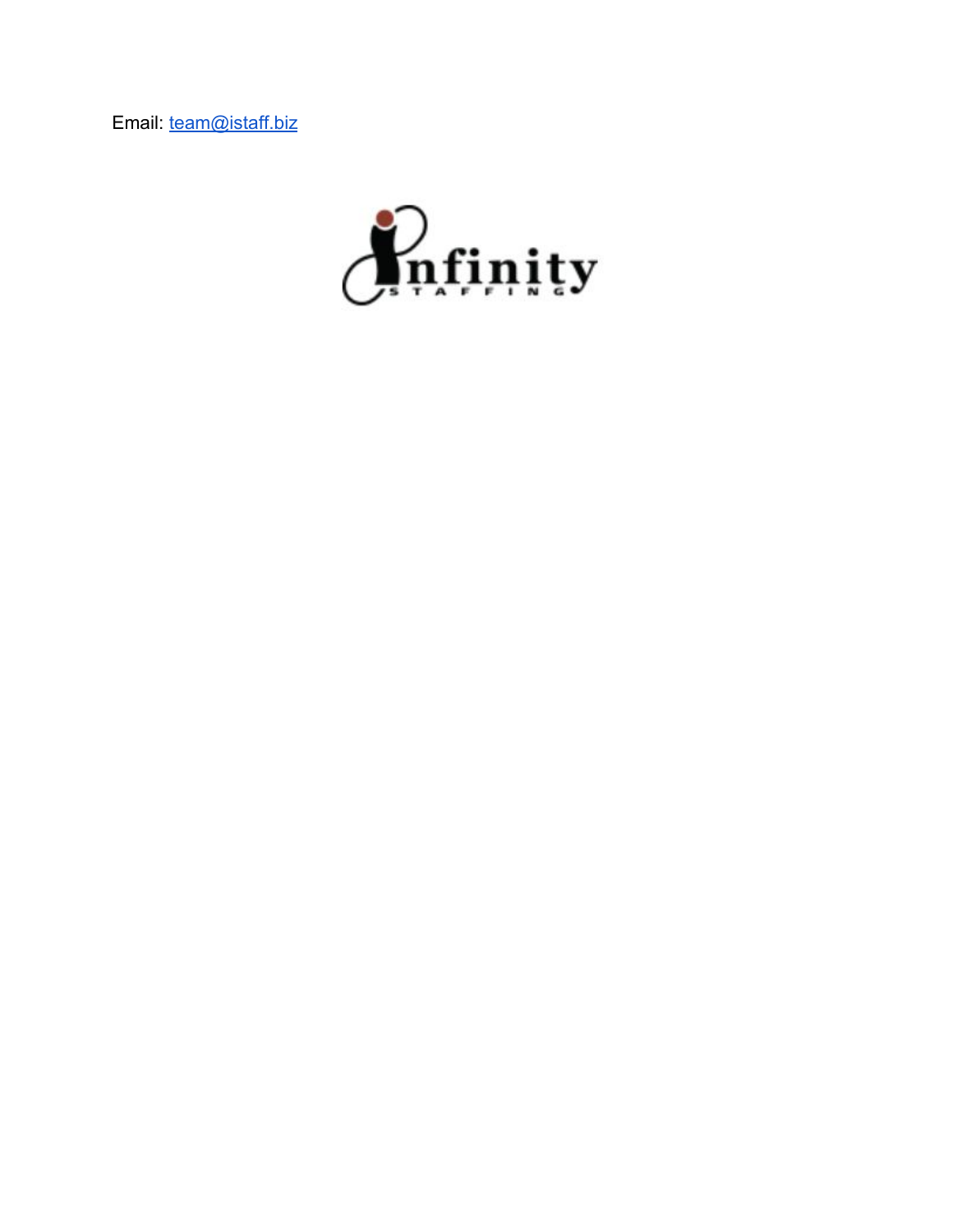Email: [team@istaff.biz](mailto:team@istaff.biz)